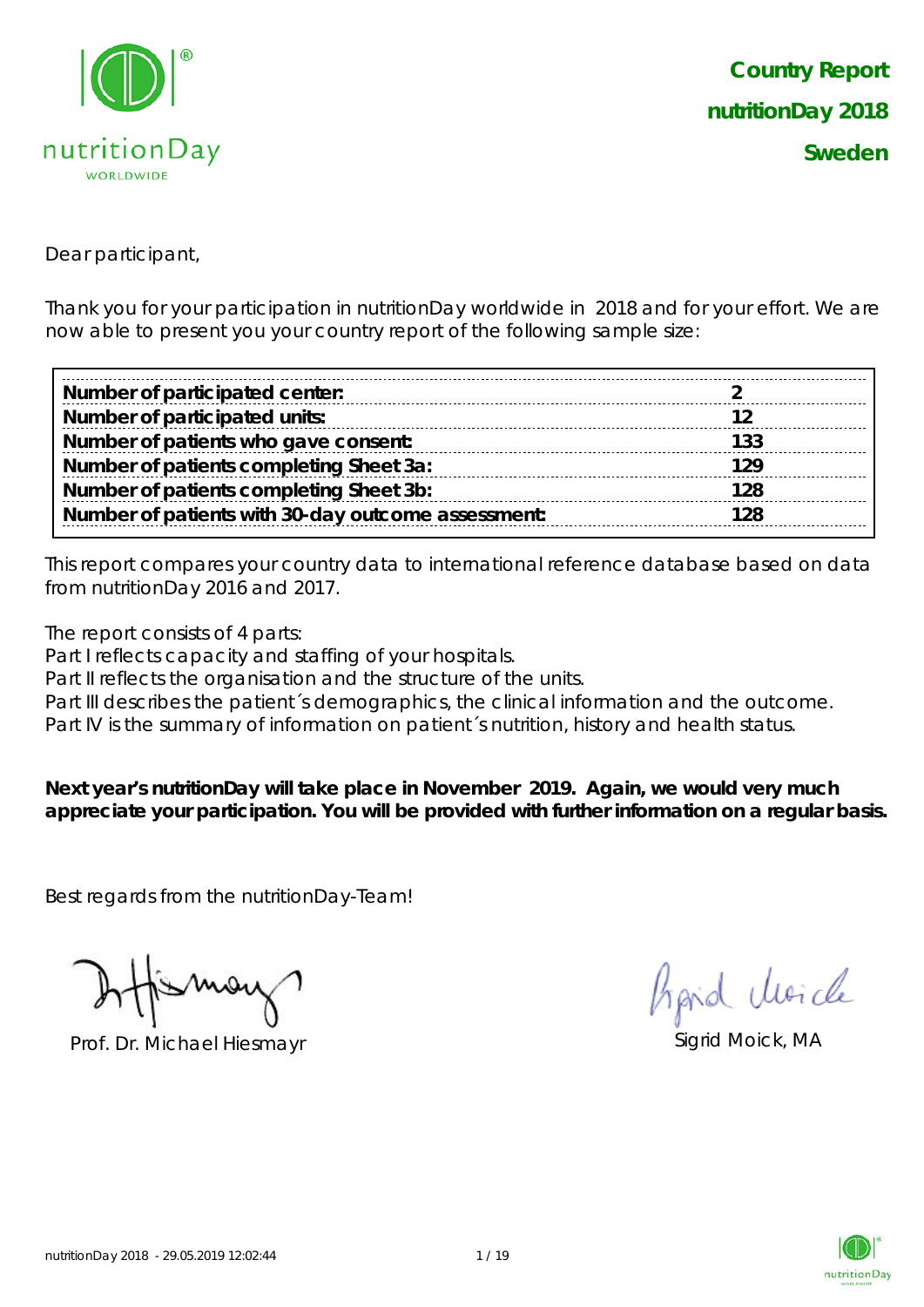# Country Report
# nutritionDay 2018
# Sweden

Dear participant,

Thank you for your participation in nutritionDay worldwide in 2018 and for your effort. We are now able to present you your country report of the following sample size:

| | |
|---|---|
| **Number of participated center:** | **2** |
| **Number of participated units:** | **12** |
| **Number of patients who gave consent:** | **133** |
| **Number of patients completing Sheet 3a:** | **129** |
| **Number of patients completing Sheet 3b:** | **128** |
| **Number of patients with 30-day outcome assessment:** | **128** |

This report compares your country data to international reference database based on data from nutritionDay 2016 and 2017.

The report consists of 4 parts:
Part I reflects capacity and staffing of your hospitals.
Part II reflects the organisation and the structure of the units.
Part III describes the patient´s demographics, the clinical information and the outcome.
Part IV is the summary of information on patient´s nutrition, history and health status.

**Next year's nutritionDay will take place in November 2019. Again, we would very much appreciate your participation. You will be provided with further information on a regular basis.**

Best regards from the nutritionDay-Team!

Prof. Dr. Michael Hiesmayr

Sigrid Moick, MA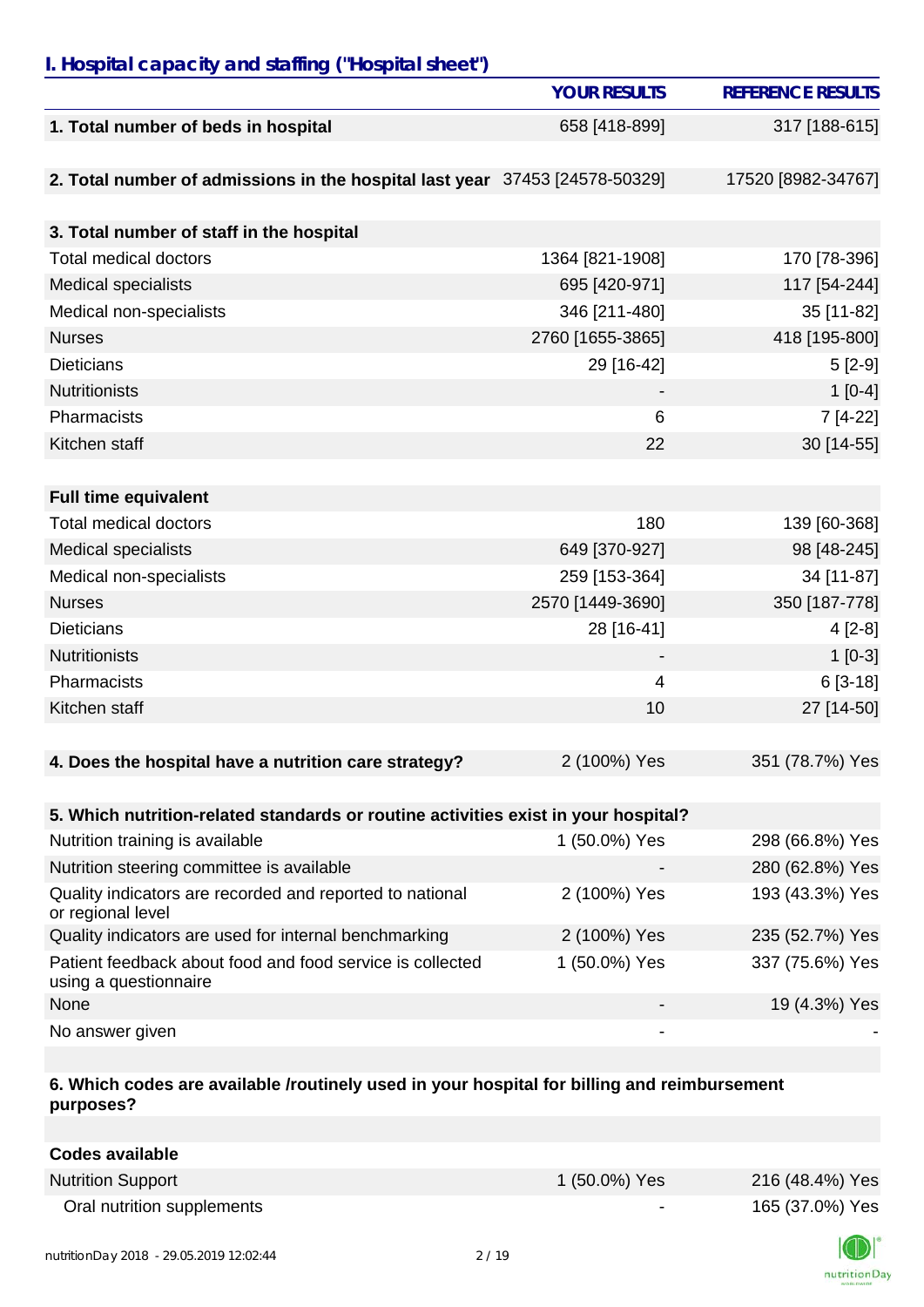## I. Hospital capacity and staffing ("Hospital sheet")

| | YOUR RESULTS | REFERENCE RESULTS |
|---|---|---|
| **1. Total number of beds in hospital** | 658 [418-899] | 317 [188-615] |
| | | |
| **2. Total number of admissions in the hospital last year** | 37453 [24578-50329] | 17520 [8982-34767] |
| | | |
| **3. Total number of staff in the hospital** | | |
| Total medical doctors | 1364 [821-1908] | 170 [78-396] |
| Medical specialists | 695 [420-971] | 117 [54-244] |
| Medical non-specialists | 346 [211-480] | 35 [11-82] |
| Nurses | 2760 [1655-3865] | 418 [195-800] |
| Dieticians | 29 [16-42] | 5 [2-9] |
| Nutritionists | - | 1 [0-4] |
| Pharmacists | 6 | 7 [4-22] |
| Kitchen staff | 22 | 30 [14-55] |
| | | |
| **Full time equivalent** | | |
| Total medical doctors | 180 | 139 [60-368] |
| Medical specialists | 649 [370-927] | 98 [48-245] |
| Medical non-specialists | 259 [153-364] | 34 [11-87] |
| Nurses | 2570 [1449-3690] | 350 [187-778] |
| Dieticians | 28 [16-41] | 4 [2-8] |
| Nutritionists | - | 1 [0-3] |
| Pharmacists | 4 | 6 [3-18] |
| Kitchen staff | 10 | 27 [14-50] |
| | | |
| **4. Does the hospital have a nutrition care strategy?** | 2 (100%) Yes | 351 (78.7%) Yes |
| | | |
| **5. Which nutrition-related standards or routine activities exist in your hospital?** | | |
| Nutrition training is available | 1 (50.0%) Yes | 298 (66.8%) Yes |
| Nutrition steering committee is available | - | 280 (62.8%) Yes |
| Quality indicators are recorded and reported to national or regional level | 2 (100%) Yes | 193 (43.3%) Yes |
| Quality indicators are used for internal benchmarking | 2 (100%) Yes | 235 (52.7%) Yes |
| Patient feedback about food and food service is collected using a questionnaire | 1 (50.0%) Yes | 337 (75.6%) Yes |
| None | - | 19 (4.3%) Yes |
| No answer given | - | - |
| | | |
| **6. Which codes are available /routinely used in your hospital for billing and reimbursement purposes?** | | |
| | | |
| **Codes available** | | |
| Nutrition Support | 1 (50.0%) Yes | 216 (48.4%) Yes |
| Oral nutrition supplements | - | 165 (37.0%) Yes |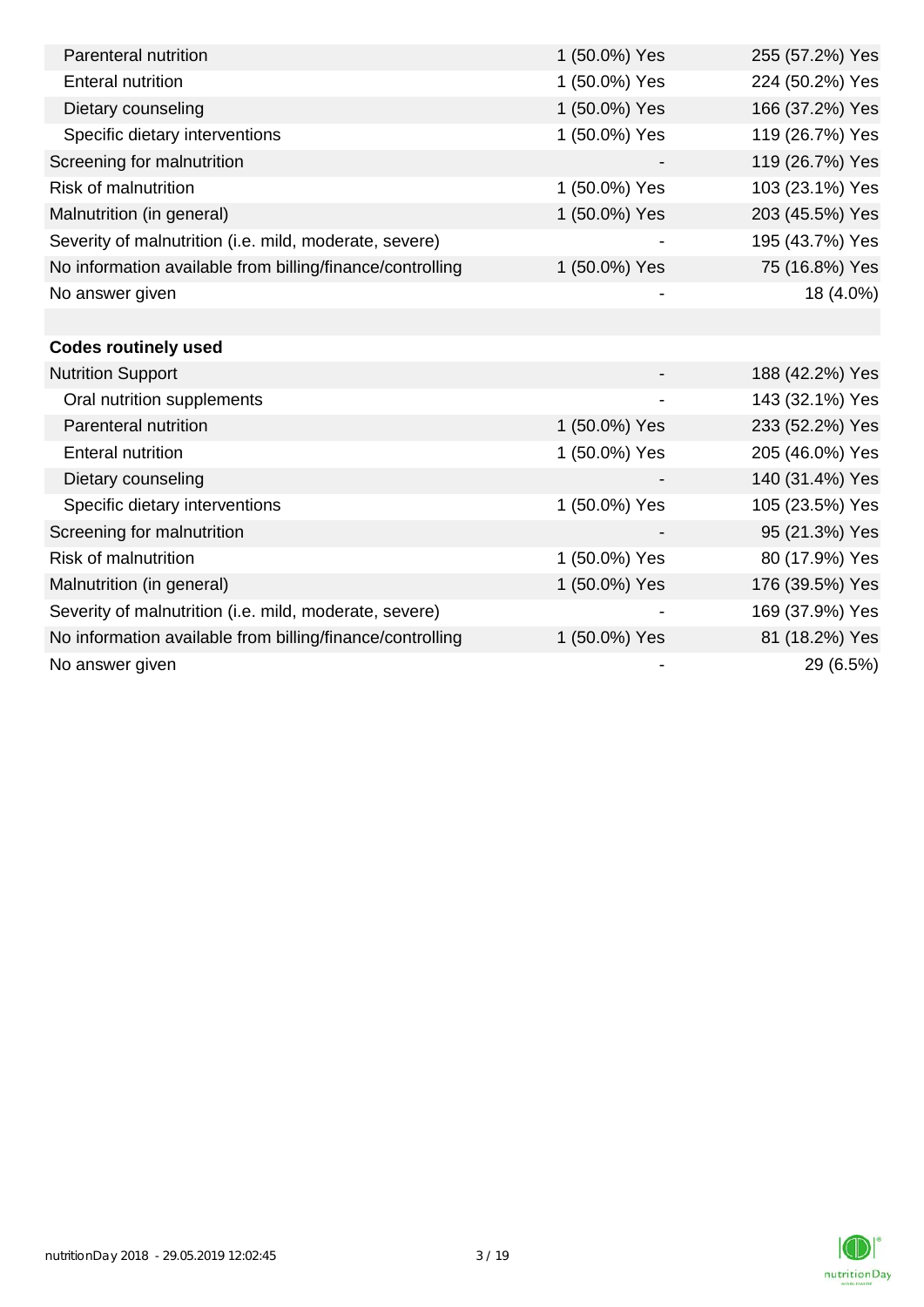| | | |
|---|---|---|
| Parenteral nutrition | 1 (50.0%) Yes | 255 (57.2%) Yes |
| Enteral nutrition | 1 (50.0%) Yes | 224 (50.2%) Yes |
| Dietary counseling | 1 (50.0%) Yes | 166 (37.2%) Yes |
| Specific dietary interventions | 1 (50.0%) Yes | 119 (26.7%) Yes |
| Screening for malnutrition | - | 119 (26.7%) Yes |
| Risk of malnutrition | 1 (50.0%) Yes | 103 (23.1%) Yes |
| Malnutrition (in general) | 1 (50.0%) Yes | 203 (45.5%) Yes |
| Severity of malnutrition (i.e. mild, moderate, severe) | - | 195 (43.7%) Yes |
| No information available from billing/finance/controlling | 1 (50.0%) Yes | 75 (16.8%) Yes |
| No answer given | - | 18 (4.0%) |
| | | |
| **Codes routinely used** | | |
| Nutrition Support | - | 188 (42.2%) Yes |
| Oral nutrition supplements | - | 143 (32.1%) Yes |
| Parenteral nutrition | 1 (50.0%) Yes | 233 (52.2%) Yes |
| Enteral nutrition | 1 (50.0%) Yes | 205 (46.0%) Yes |
| Dietary counseling | - | 140 (31.4%) Yes |
| Specific dietary interventions | 1 (50.0%) Yes | 105 (23.5%) Yes |
| Screening for malnutrition | - | 95 (21.3%) Yes |
| Risk of malnutrition | 1 (50.0%) Yes | 80 (17.9%) Yes |
| Malnutrition (in general) | 1 (50.0%) Yes | 176 (39.5%) Yes |
| Severity of malnutrition (i.e. mild, moderate, severe) | - | 169 (37.9%) Yes |
| No information available from billing/finance/controlling | 1 (50.0%) Yes | 81 (18.2%) Yes |
| No answer given | - | 29 (6.5%) |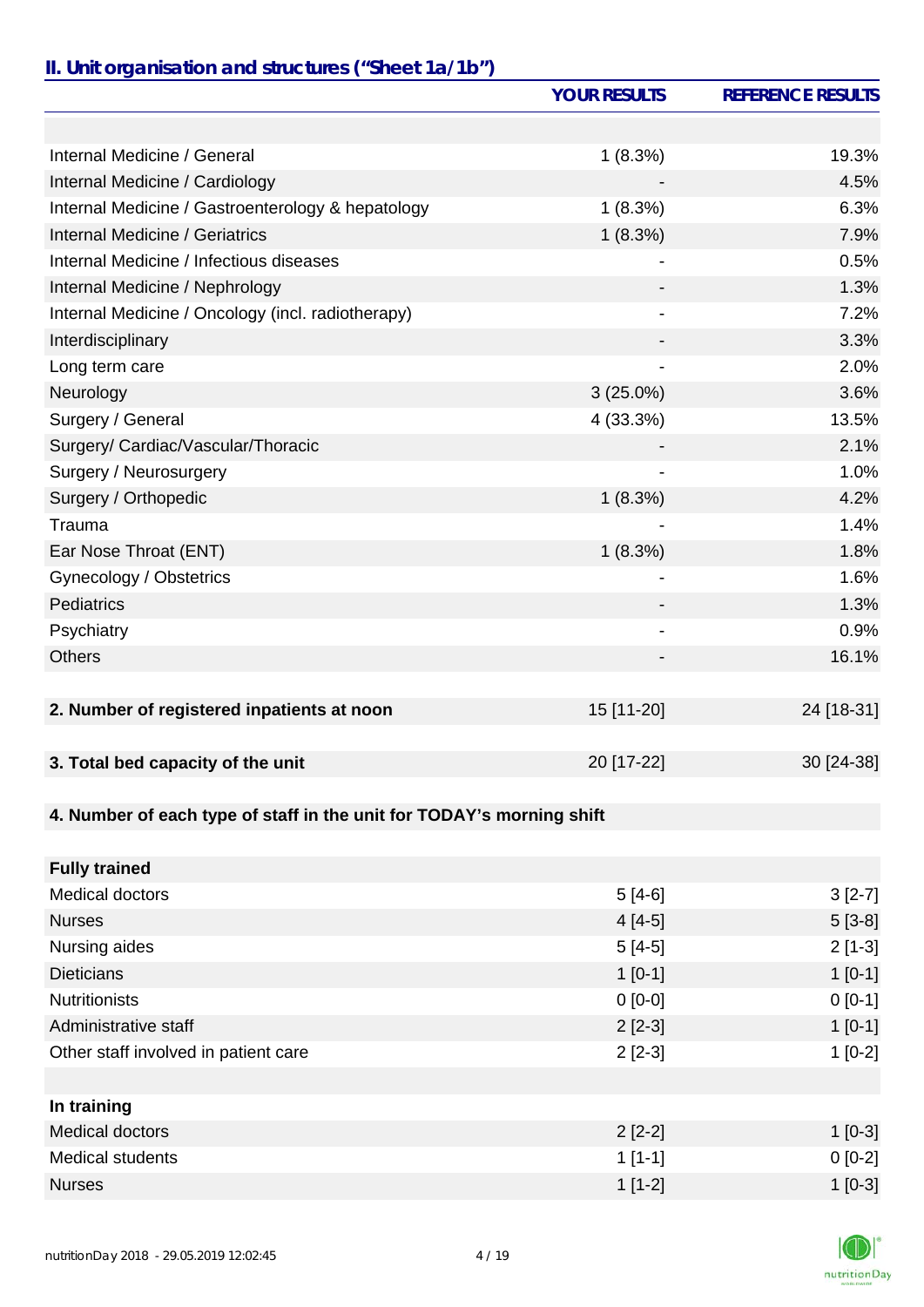## II. Unit organisation and structures ("Sheet 1a/1b")

| | YOUR RESULTS | REFERENCE RESULTS |
|---|---|---|
| | | |
| Internal Medicine / General | 1 (8.3%) | 19.3% |
| Internal Medicine / Cardiology | - | 4.5% |
| Internal Medicine / Gastroenterology & hepatology | 1 (8.3%) | 6.3% |
| Internal Medicine / Geriatrics | 1 (8.3%) | 7.9% |
| Internal Medicine / Infectious diseases | - | 0.5% |
| Internal Medicine / Nephrology | - | 1.3% |
| Internal Medicine / Oncology (incl. radiotherapy) | - | 7.2% |
| Interdisciplinary | - | 3.3% |
| Long term care | - | 2.0% |
| Neurology | 3 (25.0%) | 3.6% |
| Surgery / General | 4 (33.3%) | 13.5% |
| Surgery/ Cardiac/Vascular/Thoracic | - | 2.1% |
| Surgery / Neurosurgery | - | 1.0% |
| Surgery / Orthopedic | 1 (8.3%) | 4.2% |
| Trauma | - | 1.4% |
| Ear Nose Throat (ENT) | 1 (8.3%) | 1.8% |
| Gynecology / Obstetrics | - | 1.6% |
| Pediatrics | - | 1.3% |
| Psychiatry | - | 0.9% |
| Others | - | 16.1% |
| | | |
| **2. Number of registered inpatients at noon** | 15 [11-20] | 24 [18-31] |
| | | |
| **3. Total bed capacity of the unit** | 20 [17-22] | 30 [24-38] |
| | | |
| **4. Number of each type of staff in the unit for TODAY's morning shift** | | |
| | | |
| **Fully trained** | | |
| Medical doctors | 5 [4-6] | 3 [2-7] |
| Nurses | 4 [4-5] | 5 [3-8] |
| Nursing aides | 5 [4-5] | 2 [1-3] |
| Dieticians | 1 [0-1] | 1 [0-1] |
| Nutritionists | 0 [0-0] | 0 [0-1] |
| Administrative staff | 2 [2-3] | 1 [0-1] |
| Other staff involved in patient care | 2 [2-3] | 1 [0-2] |
| | | |
| **In training** | | |
| Medical doctors | 2 [2-2] | 1 [0-3] |
| Medical students | 1 [1-1] | 0 [0-2] |
| Nurses | 1 [1-2] | 1 [0-3] |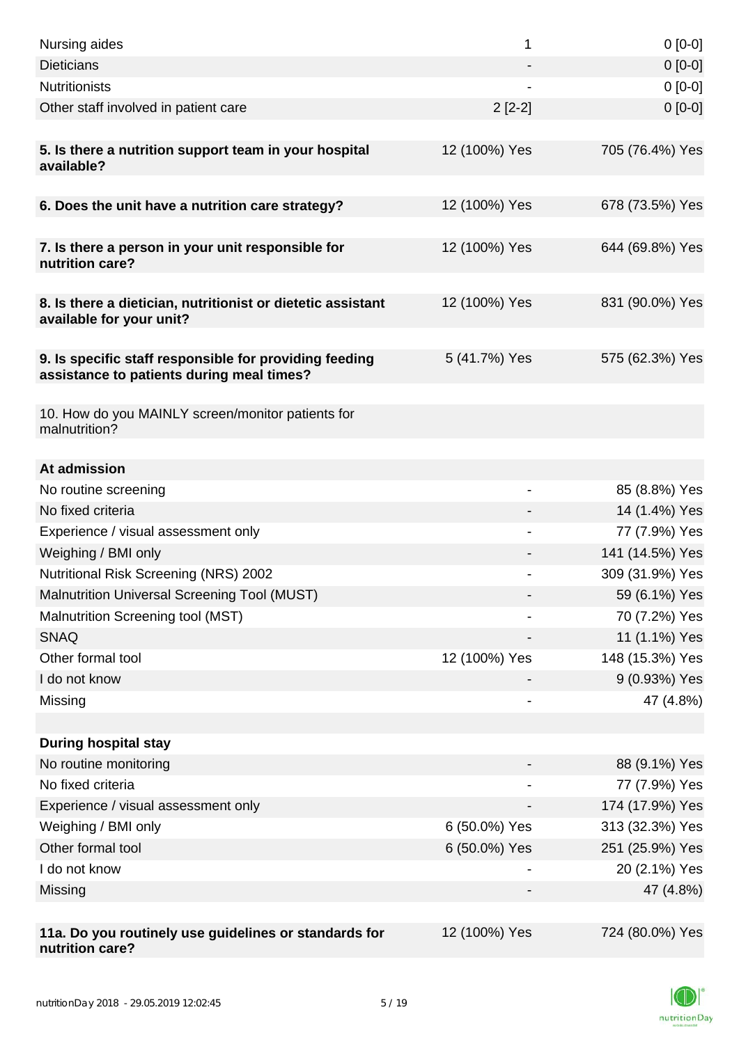| | | |
|---|---|---|
| Nursing aides | 1 | 0 [0-0] |
| Dieticians | - | 0 [0-0] |
| Nutritionists | - | 0 [0-0] |
| Other staff involved in patient care | 2 [2-2] | 0 [0-0] |
| | | |
| **5. Is there a nutrition support team in your hospital available?** | 12 (100%) Yes | 705 (76.4%) Yes |
| | | |
| **6. Does the unit have a nutrition care strategy?** | 12 (100%) Yes | 678 (73.5%) Yes |
| | | |
| **7. Is there a person in your unit responsible for nutrition care?** | 12 (100%) Yes | 644 (69.8%) Yes |
| | | |
| **8. Is there a dietician, nutritionist or dietetic assistant available for your unit?** | 12 (100%) Yes | 831 (90.0%) Yes |
| | | |
| **9. Is specific staff responsible for providing feeding assistance to patients during meal times?** | 5 (41.7%) Yes | 575 (62.3%) Yes |
| | | |
| 10. How do you MAINLY screen/monitor patients for malnutrition? | | |
| | | |
| **At admission** | | |
| No routine screening | - | 85 (8.8%) Yes |
| No fixed criteria | - | 14 (1.4%) Yes |
| Experience / visual assessment only | - | 77 (7.9%) Yes |
| Weighing / BMI only | - | 141 (14.5%) Yes |
| Nutritional Risk Screening (NRS) 2002 | - | 309 (31.9%) Yes |
| Malnutrition Universal Screening Tool (MUST) | - | 59 (6.1%) Yes |
| Malnutrition Screening tool (MST) | - | 70 (7.2%) Yes |
| SNAQ | - | 11 (1.1%) Yes |
| Other formal tool | 12 (100%) Yes | 148 (15.3%) Yes |
| I do not know | - | 9 (0.93%) Yes |
| Missing | - | 47 (4.8%) |
| | | |
| **During hospital stay** | | |
| No routine monitoring | - | 88 (9.1%) Yes |
| No fixed criteria | - | 77 (7.9%) Yes |
| Experience / visual assessment only | - | 174 (17.9%) Yes |
| Weighing / BMI only | 6 (50.0%) Yes | 313 (32.3%) Yes |
| Other formal tool | 6 (50.0%) Yes | 251 (25.9%) Yes |
| I do not know | - | 20 (2.1%) Yes |
| Missing | - | 47 (4.8%) |
| | | |
| **11a. Do you routinely use guidelines or standards for nutrition care?** | 12 (100%) Yes | 724 (80.0%) Yes |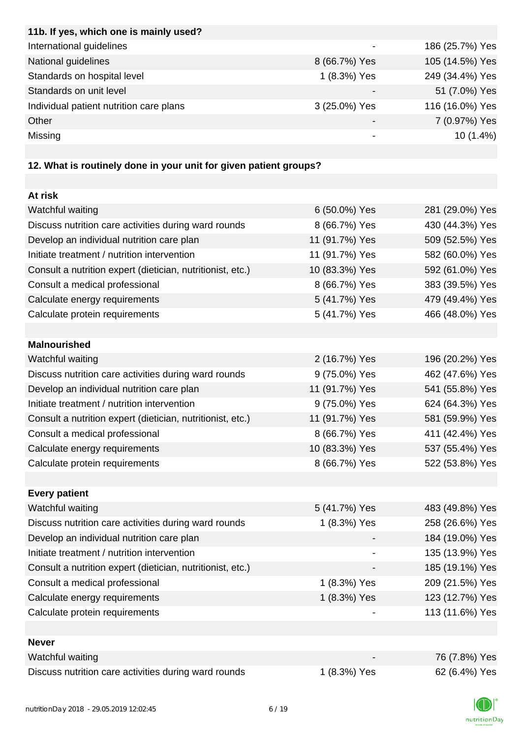| 11b. If yes, which one is mainly used? | | |
|---|---|---|
| International guidelines | - | 186 (25.7%) Yes |
| National guidelines | 8 (66.7%) Yes | 105 (14.5%) Yes |
| Standards on hospital level | 1 (8.3%) Yes | 249 (34.4%) Yes |
| Standards on unit level | - | 51 (7.0%) Yes |
| Individual patient nutrition care plans | 3 (25.0%) Yes | 116 (16.0%) Yes |
| Other | - | 7 (0.97%) Yes |
| Missing | - | 10 (1.4%) |

**12. What is routinely done in your unit for given patient groups?**

| At risk | | |
|---|---|---|
| Watchful waiting | 6 (50.0%) Yes | 281 (29.0%) Yes |
| Discuss nutrition care activities during ward rounds | 8 (66.7%) Yes | 430 (44.3%) Yes |
| Develop an individual nutrition care plan | 11 (91.7%) Yes | 509 (52.5%) Yes |
| Initiate treatment / nutrition intervention | 11 (91.7%) Yes | 582 (60.0%) Yes |
| Consult a nutrition expert (dietician, nutritionist, etc.) | 10 (83.3%) Yes | 592 (61.0%) Yes |
| Consult a medical professional | 8 (66.7%) Yes | 383 (39.5%) Yes |
| Calculate energy requirements | 5 (41.7%) Yes | 479 (49.4%) Yes |
| Calculate protein requirements | 5 (41.7%) Yes | 466 (48.0%) Yes |
| **Malnourished** | | |
| Watchful waiting | 2 (16.7%) Yes | 196 (20.2%) Yes |
| Discuss nutrition care activities during ward rounds | 9 (75.0%) Yes | 462 (47.6%) Yes |
| Develop an individual nutrition care plan | 11 (91.7%) Yes | 541 (55.8%) Yes |
| Initiate treatment / nutrition intervention | 9 (75.0%) Yes | 624 (64.3%) Yes |
| Consult a nutrition expert (dietician, nutritionist, etc.) | 11 (91.7%) Yes | 581 (59.9%) Yes |
| Consult a medical professional | 8 (66.7%) Yes | 411 (42.4%) Yes |
| Calculate energy requirements | 10 (83.3%) Yes | 537 (55.4%) Yes |
| Calculate protein requirements | 8 (66.7%) Yes | 522 (53.8%) Yes |
| **Every patient** | | |
| Watchful waiting | 5 (41.7%) Yes | 483 (49.8%) Yes |
| Discuss nutrition care activities during ward rounds | 1 (8.3%) Yes | 258 (26.6%) Yes |
| Develop an individual nutrition care plan | - | 184 (19.0%) Yes |
| Initiate treatment / nutrition intervention | - | 135 (13.9%) Yes |
| Consult a nutrition expert (dietician, nutritionist, etc.) | - | 185 (19.1%) Yes |
| Consult a medical professional | 1 (8.3%) Yes | 209 (21.5%) Yes |
| Calculate energy requirements | 1 (8.3%) Yes | 123 (12.7%) Yes |
| Calculate protein requirements | - | 113 (11.6%) Yes |
| **Never** | | |
| Watchful waiting | - | 76 (7.8%) Yes |
| Discuss nutrition care activities during ward rounds | 1 (8.3%) Yes | 62 (6.4%) Yes |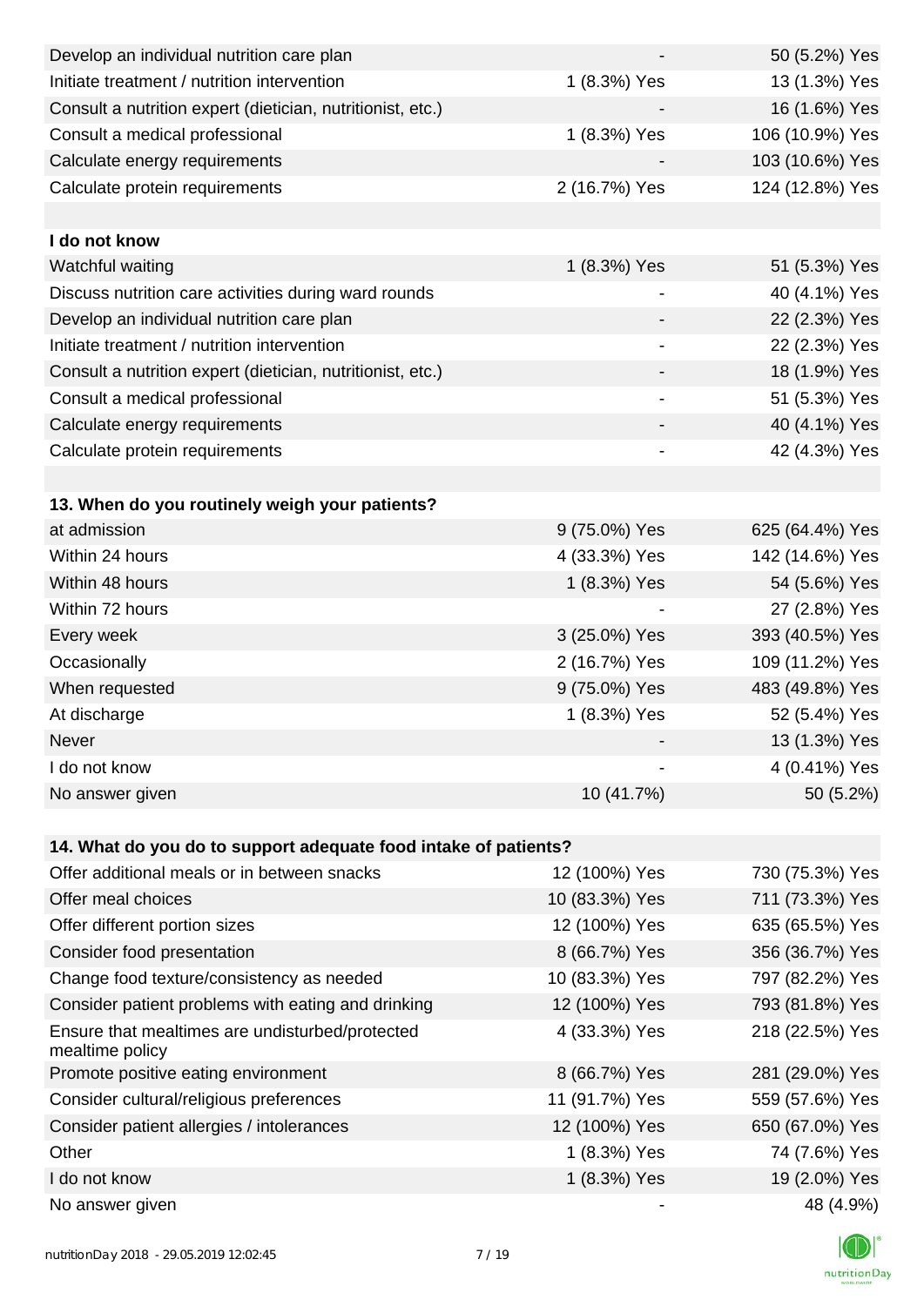| | | |
|---|---|---|
| Develop an individual nutrition care plan | - | 50 (5.2%) Yes |
| Initiate treatment / nutrition intervention | 1 (8.3%) Yes | 13 (1.3%) Yes |
| Consult a nutrition expert (dietician, nutritionist, etc.) | - | 16 (1.6%) Yes |
| Consult a medical professional | 1 (8.3%) Yes | 106 (10.9%) Yes |
| Calculate energy requirements | - | 103 (10.6%) Yes |
| Calculate protein requirements | 2 (16.7%) Yes | 124 (12.8%) Yes |
| | | |
| **I do not know** | | |
| Watchful waiting | 1 (8.3%) Yes | 51 (5.3%) Yes |
| Discuss nutrition care activities during ward rounds | - | 40 (4.1%) Yes |
| Develop an individual nutrition care plan | - | 22 (2.3%) Yes |
| Initiate treatment / nutrition intervention | - | 22 (2.3%) Yes |
| Consult a nutrition expert (dietician, nutritionist, etc.) | - | 18 (1.9%) Yes |
| Consult a medical professional | - | 51 (5.3%) Yes |
| Calculate energy requirements | - | 40 (4.1%) Yes |
| Calculate protein requirements | - | 42 (4.3%) Yes |

| **13. When do you routinely weigh your patients?** | | |
|---|---|---|
| at admission | 9 (75.0%) Yes | 625 (64.4%) Yes |
| Within 24 hours | 4 (33.3%) Yes | 142 (14.6%) Yes |
| Within 48 hours | 1 (8.3%) Yes | 54 (5.6%) Yes |
| Within 72 hours | - | 27 (2.8%) Yes |
| Every week | 3 (25.0%) Yes | 393 (40.5%) Yes |
| Occasionally | 2 (16.7%) Yes | 109 (11.2%) Yes |
| When requested | 9 (75.0%) Yes | 483 (49.8%) Yes |
| At discharge | 1 (8.3%) Yes | 52 (5.4%) Yes |
| Never | - | 13 (1.3%) Yes |
| I do not know | - | 4 (0.41%) Yes |
| No answer given | 10 (41.7%) | 50 (5.2%) |

| **14. What do you do to support adequate food intake of patients?** | | |
|---|---|---|
| Offer additional meals or in between snacks | 12 (100%) Yes | 730 (75.3%) Yes |
| Offer meal choices | 10 (83.3%) Yes | 711 (73.3%) Yes |
| Offer different portion sizes | 12 (100%) Yes | 635 (65.5%) Yes |
| Consider food presentation | 8 (66.7%) Yes | 356 (36.7%) Yes |
| Change food texture/consistency as needed | 10 (83.3%) Yes | 797 (82.2%) Yes |
| Consider patient problems with eating and drinking | 12 (100%) Yes | 793 (81.8%) Yes |
| Ensure that mealtimes are undisturbed/protected mealtime policy | 4 (33.3%) Yes | 218 (22.5%) Yes |
| Promote positive eating environment | 8 (66.7%) Yes | 281 (29.0%) Yes |
| Consider cultural/religious preferences | 11 (91.7%) Yes | 559 (57.6%) Yes |
| Consider patient allergies / intolerances | 12 (100%) Yes | 650 (67.0%) Yes |
| Other | 1 (8.3%) Yes | 74 (7.6%) Yes |
| I do not know | 1 (8.3%) Yes | 19 (2.0%) Yes |
| No answer given | - | 48 (4.9%) |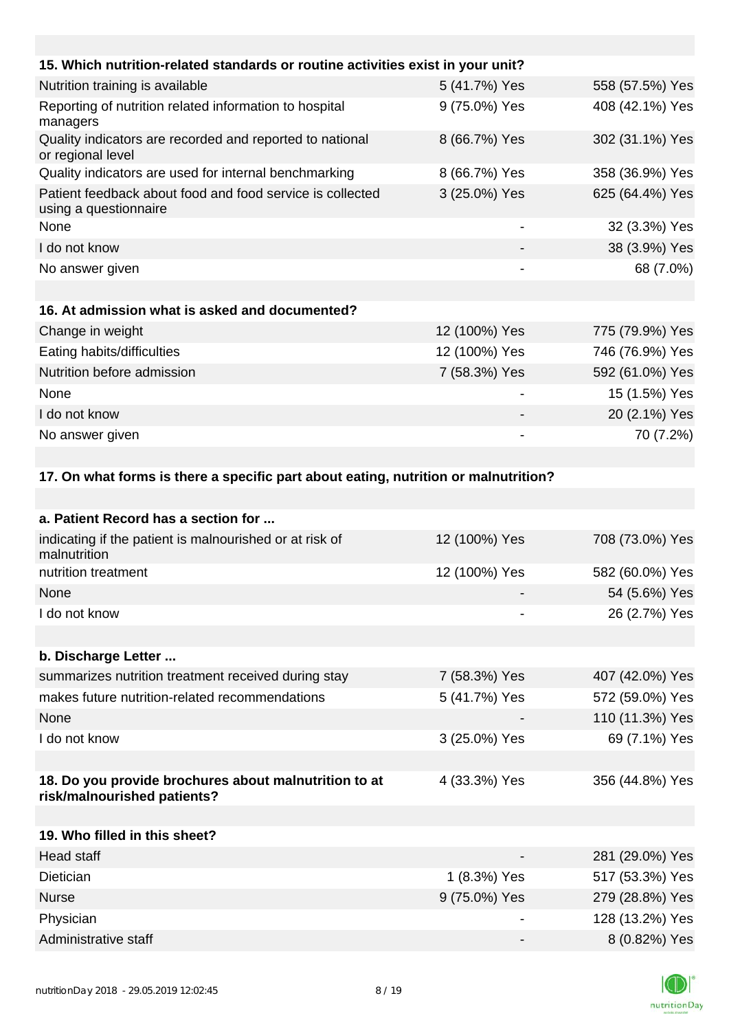| 15. Which nutrition-related standards or routine activities exist in your unit? | | |
|---|---|---|
| Nutrition training is available | 5 (41.7%) Yes | 558 (57.5%) Yes |
| Reporting of nutrition related information to hospital managers | 9 (75.0%) Yes | 408 (42.1%) Yes |
| Quality indicators are recorded and reported to national or regional level | 8 (66.7%) Yes | 302 (31.1%) Yes |
| Quality indicators are used for internal benchmarking | 8 (66.7%) Yes | 358 (36.9%) Yes |
| Patient feedback about food and food service is collected using a questionnaire | 3 (25.0%) Yes | 625 (64.4%) Yes |
| None | - | 32 (3.3%) Yes |
| I do not know | - | 38 (3.9%) Yes |
| No answer given | - | 68 (7.0%) |

| 16. At admission what is asked and documented? | | |
|---|---|---|
| Change in weight | 12 (100%) Yes | 775 (79.9%) Yes |
| Eating habits/difficulties | 12 (100%) Yes | 746 (76.9%) Yes |
| Nutrition before admission | 7 (58.3%) Yes | 592 (61.0%) Yes |
| None | - | 15 (1.5%) Yes |
| I do not know | - | 20 (2.1%) Yes |
| No answer given | - | 70 (7.2%) |

**17. On what forms is there a specific part about eating, nutrition or malnutrition?**

| a. Patient Record has a section for ... | | |
|---|---|---|
| indicating if the patient is malnourished or at risk of malnutrition | 12 (100%) Yes | 708 (73.0%) Yes |
| nutrition treatment | 12 (100%) Yes | 582 (60.0%) Yes |
| None | - | 54 (5.6%) Yes |
| I do not know | - | 26 (2.7%) Yes |

| b. Discharge Letter ... | | |
|---|---|---|
| summarizes nutrition treatment received during stay | 7 (58.3%) Yes | 407 (42.0%) Yes |
| makes future nutrition-related recommendations | 5 (41.7%) Yes | 572 (59.0%) Yes |
| None | - | 110 (11.3%) Yes |
| I do not know | 3 (25.0%) Yes | 69 (7.1%) Yes |

| 18. Do you provide brochures about malnutrition to at risk/malnourished patients? | 4 (33.3%) Yes | 356 (44.8%) Yes |
|---|---|---|

| 19. Who filled in this sheet? | | |
|---|---|---|
| Head staff | - | 281 (29.0%) Yes |
| Dietician | 1 (8.3%) Yes | 517 (53.3%) Yes |
| Nurse | 9 (75.0%) Yes | 279 (28.8%) Yes |
| Physician | - | 128 (13.2%) Yes |
| Administrative staff | - | 8 (0.82%) Yes |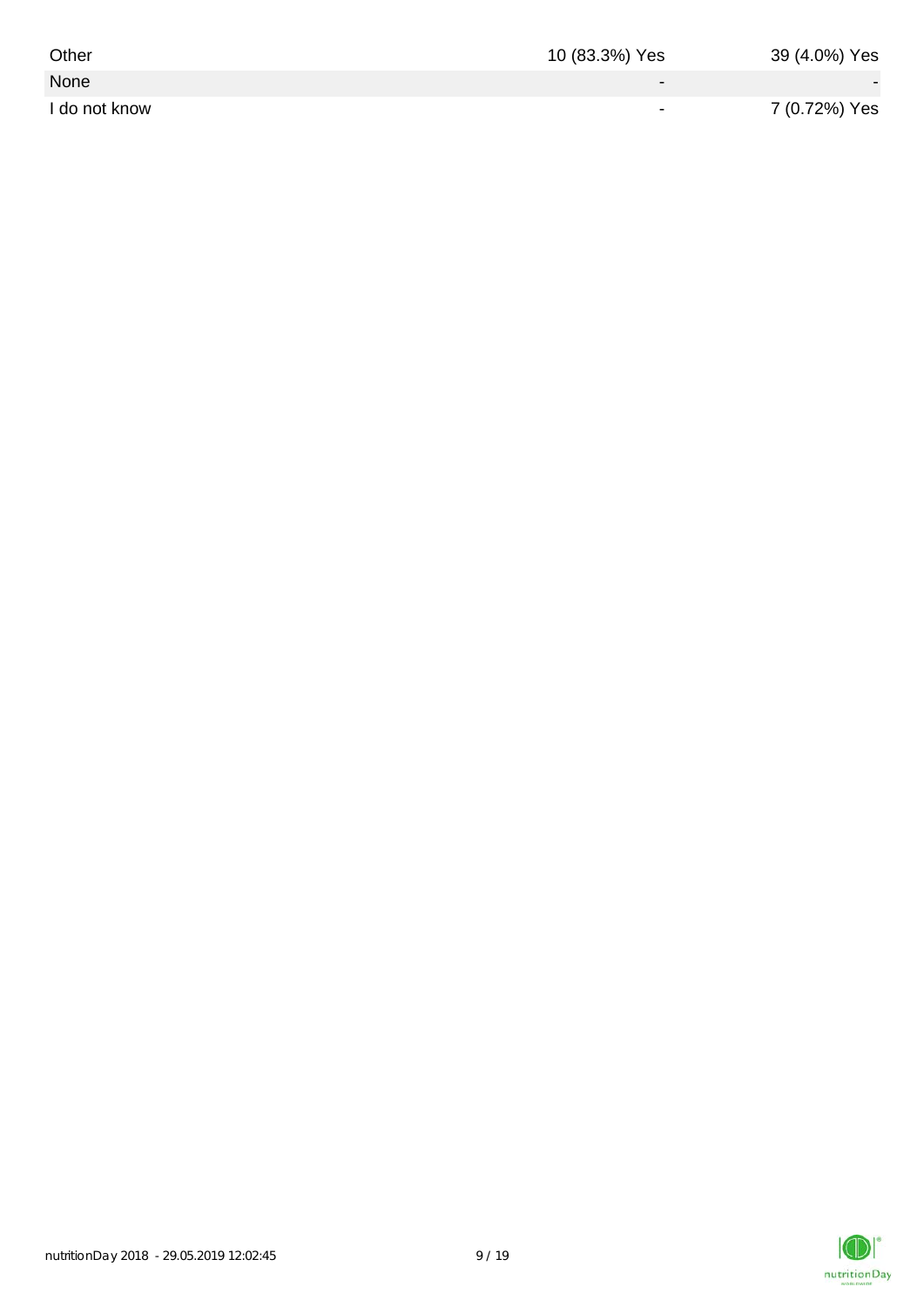| | | |
|---|---|---|
| Other | 10 (83.3%) Yes | 39 (4.0%) Yes |
| None | - | - |
| I do not know | - | 7 (0.72%) Yes |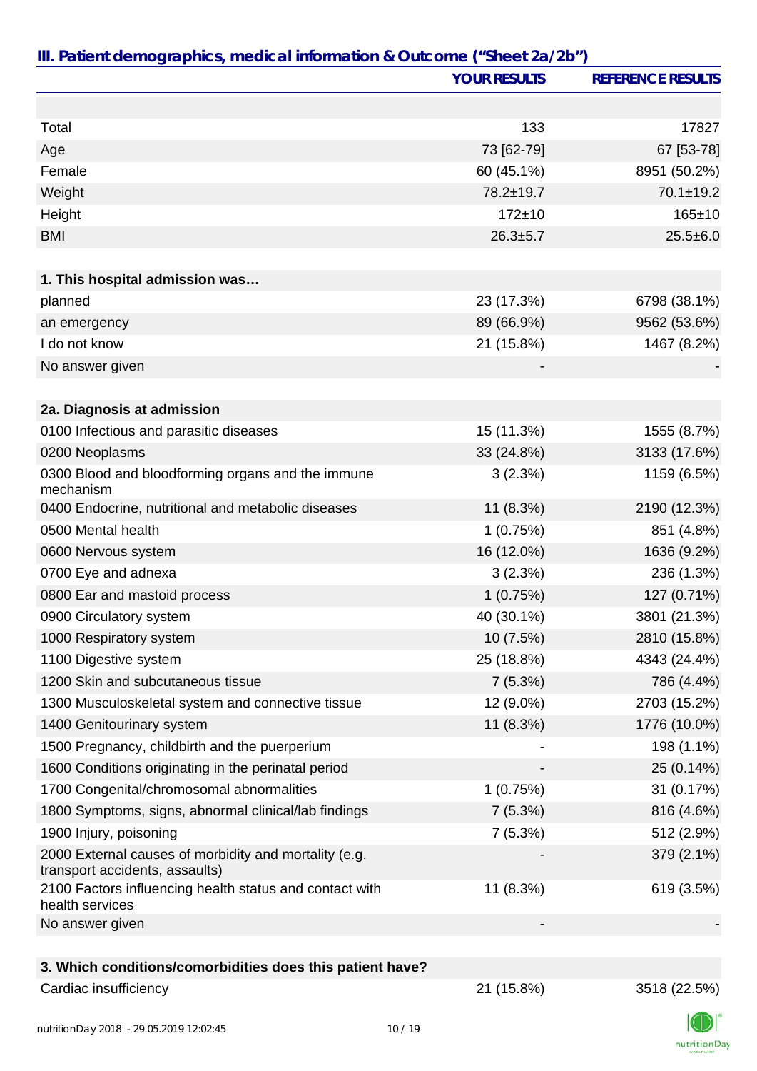## III. Patient demographics, medical information & Outcome ("Sheet 2a/2b")

| | YOUR RESULTS | REFERENCE RESULTS |
|---|---|---|
| Total | 133 | 17827 |
| Age | 73 [62-79] | 67 [53-78] |
| Female | 60 (45.1%) | 8951 (50.2%) |
| Weight | 78.2±19.7 | 70.1±19.2 |
| Height | 172±10 | 165±10 |
| BMI | 26.3±5.7 | 25.5±6.0 |
| **1. This hospital admission was…** | | |
| planned | 23 (17.3%) | 6798 (38.1%) |
| an emergency | 89 (66.9%) | 9562 (53.6%) |
| I do not know | 21 (15.8%) | 1467 (8.2%) |
| No answer given | - | - |
| **2a. Diagnosis at admission** | | |
| 0100 Infectious and parasitic diseases | 15 (11.3%) | 1555 (8.7%) |
| 0200 Neoplasms | 33 (24.8%) | 3133 (17.6%) |
| 0300 Blood and bloodforming organs and the immune mechanism | 3 (2.3%) | 1159 (6.5%) |
| 0400 Endocrine, nutritional and metabolic diseases | 11 (8.3%) | 2190 (12.3%) |
| 0500 Mental health | 1 (0.75%) | 851 (4.8%) |
| 0600 Nervous system | 16 (12.0%) | 1636 (9.2%) |
| 0700 Eye and adnexa | 3 (2.3%) | 236 (1.3%) |
| 0800 Ear and mastoid process | 1 (0.75%) | 127 (0.71%) |
| 0900 Circulatory system | 40 (30.1%) | 3801 (21.3%) |
| 1000 Respiratory system | 10 (7.5%) | 2810 (15.8%) |
| 1100 Digestive system | 25 (18.8%) | 4343 (24.4%) |
| 1200 Skin and subcutaneous tissue | 7 (5.3%) | 786 (4.4%) |
| 1300 Musculoskeletal system and connective tissue | 12 (9.0%) | 2703 (15.2%) |
| 1400 Genitourinary system | 11 (8.3%) | 1776 (10.0%) |
| 1500 Pregnancy, childbirth and the puerperium | - | 198 (1.1%) |
| 1600 Conditions originating in the perinatal period | - | 25 (0.14%) |
| 1700 Congenital/chromosomal abnormalities | 1 (0.75%) | 31 (0.17%) |
| 1800 Symptoms, signs, abnormal clinical/lab findings | 7 (5.3%) | 816 (4.6%) |
| 1900 Injury, poisoning | 7 (5.3%) | 512 (2.9%) |
| 2000 External causes of morbidity and mortality (e.g. transport accidents, assaults) | - | 379 (2.1%) |
| 2100 Factors influencing health status and contact with health services | 11 (8.3%) | 619 (3.5%) |
| No answer given | - | - |
| **3. Which conditions/comorbidities does this patient have?** | | |
| Cardiac insufficiency | 21 (15.8%) | 3518 (22.5%) |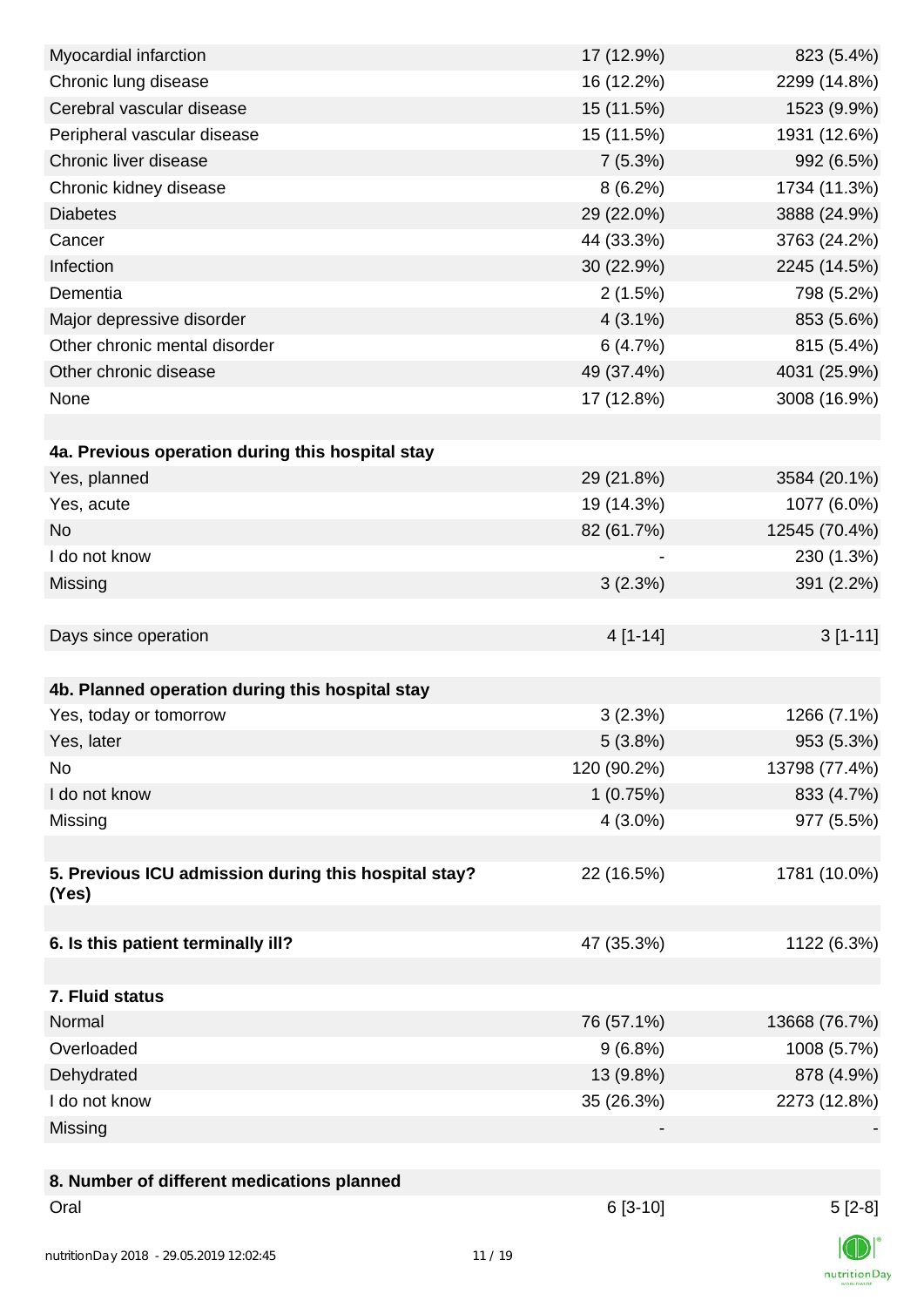| | | |
|---|---|---|
| Myocardial infarction | 17 (12.9%) | 823 (5.4%) |
| Chronic lung disease | 16 (12.2%) | 2299 (14.8%) |
| Cerebral vascular disease | 15 (11.5%) | 1523 (9.9%) |
| Peripheral vascular disease | 15 (11.5%) | 1931 (12.6%) |
| Chronic liver disease | 7 (5.3%) | 992 (6.5%) |
| Chronic kidney disease | 8 (6.2%) | 1734 (11.3%) |
| Diabetes | 29 (22.0%) | 3888 (24.9%) |
| Cancer | 44 (33.3%) | 3763 (24.2%) |
| Infection | 30 (22.9%) | 2245 (14.5%) |
| Dementia | 2 (1.5%) | 798 (5.2%) |
| Major depressive disorder | 4 (3.1%) | 853 (5.6%) |
| Other chronic mental disorder | 6 (4.7%) | 815 (5.4%) |
| Other chronic disease | 49 (37.4%) | 4031 (25.9%) |
| None | 17 (12.8%) | 3008 (16.9%) |
| | | |
| **4a. Previous operation during this hospital stay** | | |
| Yes, planned | 29 (21.8%) | 3584 (20.1%) |
| Yes, acute | 19 (14.3%) | 1077 (6.0%) |
| No | 82 (61.7%) | 12545 (70.4%) |
| I do not know | - | 230 (1.3%) |
| Missing | 3 (2.3%) | 391 (2.2%) |
| | | |
| Days since operation | 4 [1-14] | 3 [1-11] |
| | | |
| **4b. Planned operation during this hospital stay** | | |
| Yes, today or tomorrow | 3 (2.3%) | 1266 (7.1%) |
| Yes, later | 5 (3.8%) | 953 (5.3%) |
| No | 120 (90.2%) | 13798 (77.4%) |
| I do not know | 1 (0.75%) | 833 (4.7%) |
| Missing | 4 (3.0%) | 977 (5.5%) |
| | | |
| **5. Previous ICU admission during this hospital stay? (Yes)** | 22 (16.5%) | 1781 (10.0%) |
| | | |
| **6. Is this patient terminally ill?** | 47 (35.3%) | 1122 (6.3%) |
| | | |
| **7. Fluid status** | | |
| Normal | 76 (57.1%) | 13668 (76.7%) |
| Overloaded | 9 (6.8%) | 1008 (5.7%) |
| Dehydrated | 13 (9.8%) | 878 (4.9%) |
| I do not know | 35 (26.3%) | 2273 (12.8%) |
| Missing | - | - |
| | | |
| **8. Number of different medications planned** | | |
| Oral | 6 [3-10] | 5 [2-8] |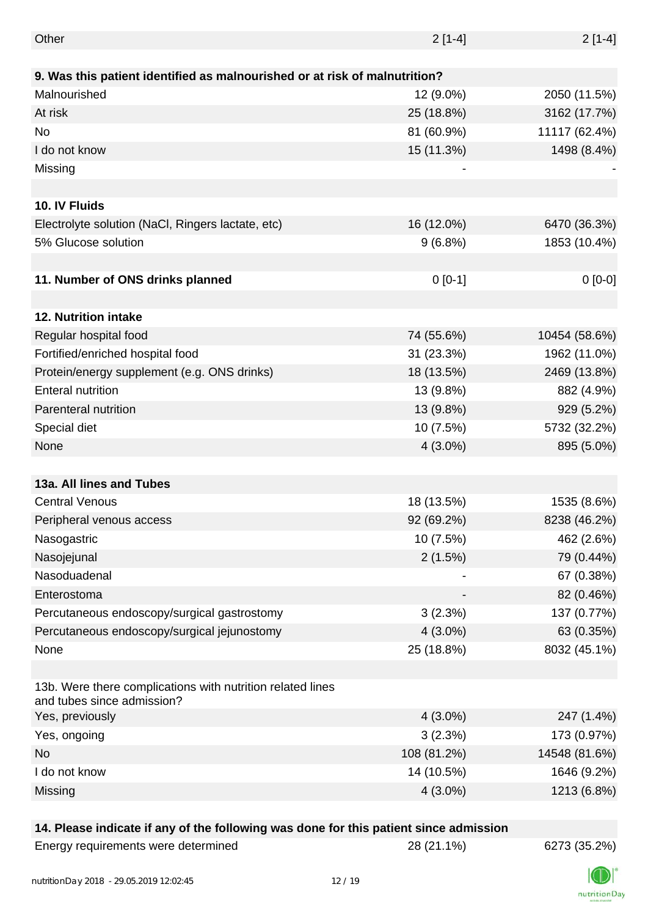| | | |
|---|---|---|
| Other | 2 [1-4] | 2 [1-4] |
| | | |
| **9. Was this patient identified as malnourished or at risk of malnutrition?** | | |
| Malnourished | 12 (9.0%) | 2050 (11.5%) |
| At risk | 25 (18.8%) | 3162 (17.7%) |
| No | 81 (60.9%) | 11117 (62.4%) |
| I do not know | 15 (11.3%) | 1498 (8.4%) |
| Missing | - | - |
| | | |
| **10. IV Fluids** | | |
| Electrolyte solution (NaCl, Ringers lactate, etc) | 16 (12.0%) | 6470 (36.3%) |
| 5% Glucose solution | 9 (6.8%) | 1853 (10.4%) |
| | | |
| **11. Number of ONS drinks planned** | 0 [0-1] | 0 [0-0] |
| | | |
| **12. Nutrition intake** | | |
| Regular hospital food | 74 (55.6%) | 10454 (58.6%) |
| Fortified/enriched hospital food | 31 (23.3%) | 1962 (11.0%) |
| Protein/energy supplement (e.g. ONS drinks) | 18 (13.5%) | 2469 (13.8%) |
| Enteral nutrition | 13 (9.8%) | 882 (4.9%) |
| Parenteral nutrition | 13 (9.8%) | 929 (5.2%) |
| Special diet | 10 (7.5%) | 5732 (32.2%) |
| None | 4 (3.0%) | 895 (5.0%) |
| | | |
| **13a. All lines and Tubes** | | |
| Central Venous | 18 (13.5%) | 1535 (8.6%) |
| Peripheral venous access | 92 (69.2%) | 8238 (46.2%) |
| Nasogastric | 10 (7.5%) | 462 (2.6%) |
| Nasojejunal | 2 (1.5%) | 79 (0.44%) |
| Nasoduadenal | - | 67 (0.38%) |
| Enterostoma | - | 82 (0.46%) |
| Percutaneous endoscopy/surgical gastrostomy | 3 (2.3%) | 137 (0.77%) |
| Percutaneous endoscopy/surgical jejunostomy | 4 (3.0%) | 63 (0.35%) |
| None | 25 (18.8%) | 8032 (45.1%) |
| | | |
| 13b. Were there complications with nutrition related lines and tubes since admission? | | |
| Yes, previously | 4 (3.0%) | 247 (1.4%) |
| Yes, ongoing | 3 (2.3%) | 173 (0.97%) |
| No | 108 (81.2%) | 14548 (81.6%) |
| I do not know | 14 (10.5%) | 1646 (9.2%) |
| Missing | 4 (3.0%) | 1213 (6.8%) |
| | | |
| **14. Please indicate if any of the following was done for this patient since admission** | | |
| Energy requirements were determined | 28 (21.1%) | 6273 (35.2%) |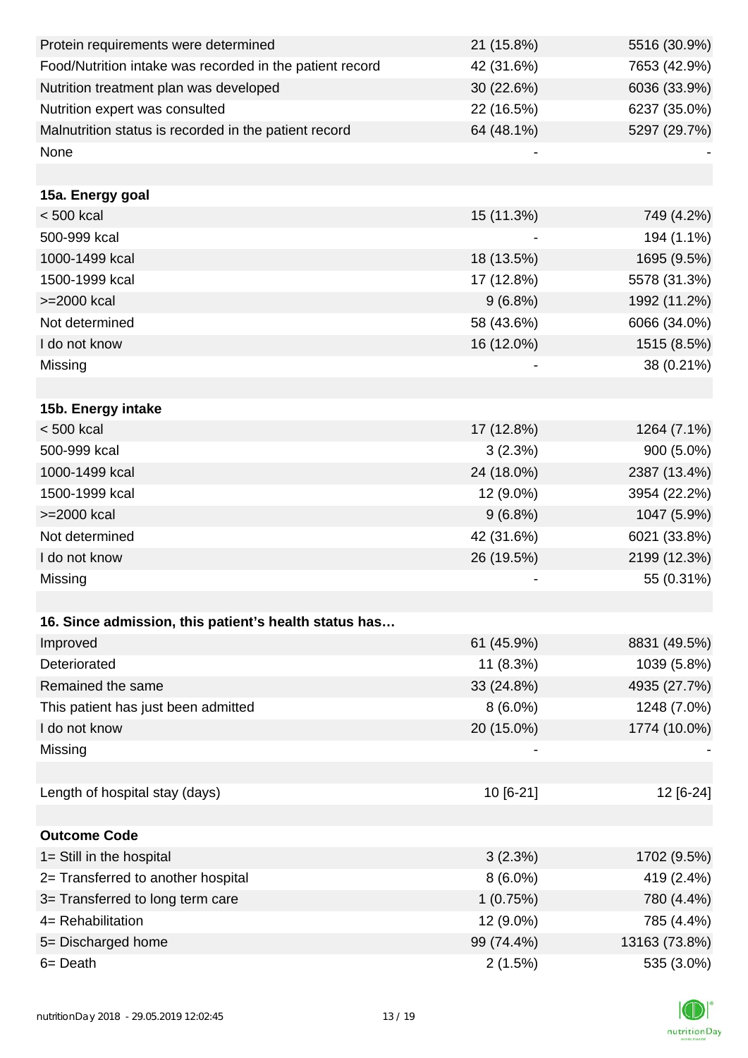| | | |
|---|---|---|
| Protein requirements were determined | 21 (15.8%) | 5516 (30.9%) |
| Food/Nutrition intake was recorded in the patient record | 42 (31.6%) | 7653 (42.9%) |
| Nutrition treatment plan was developed | 30 (22.6%) | 6036 (33.9%) |
| Nutrition expert was consulted | 22 (16.5%) | 6237 (35.0%) |
| Malnutrition status is recorded in the patient record | 64 (48.1%) | 5297 (29.7%) |
| None | - | - |
| | | |
| **15a. Energy goal** | | |
| < 500 kcal | 15 (11.3%) | 749 (4.2%) |
| 500-999 kcal | - | 194 (1.1%) |
| 1000-1499 kcal | 18 (13.5%) | 1695 (9.5%) |
| 1500-1999 kcal | 17 (12.8%) | 5578 (31.3%) |
| >=2000 kcal | 9 (6.8%) | 1992 (11.2%) |
| Not determined | 58 (43.6%) | 6066 (34.0%) |
| I do not know | 16 (12.0%) | 1515 (8.5%) |
| Missing | - | 38 (0.21%) |
| | | |
| **15b. Energy intake** | | |
| < 500 kcal | 17 (12.8%) | 1264 (7.1%) |
| 500-999 kcal | 3 (2.3%) | 900 (5.0%) |
| 1000-1499 kcal | 24 (18.0%) | 2387 (13.4%) |
| 1500-1999 kcal | 12 (9.0%) | 3954 (22.2%) |
| >=2000 kcal | 9 (6.8%) | 1047 (5.9%) |
| Not determined | 42 (31.6%) | 6021 (33.8%) |
| I do not know | 26 (19.5%) | 2199 (12.3%) |
| Missing | - | 55 (0.31%) |
| | | |
| **16. Since admission, this patient's health status has…** | | |
| Improved | 61 (45.9%) | 8831 (49.5%) |
| Deteriorated | 11 (8.3%) | 1039 (5.8%) |
| Remained the same | 33 (24.8%) | 4935 (27.7%) |
| This patient has just been admitted | 8 (6.0%) | 1248 (7.0%) |
| I do not know | 20 (15.0%) | 1774 (10.0%) |
| Missing | - | - |
| | | |
| Length of hospital stay (days) | 10 [6-21] | 12 [6-24] |
| | | |
| **Outcome Code** | | |
| 1= Still in the hospital | 3 (2.3%) | 1702 (9.5%) |
| 2= Transferred to another hospital | 8 (6.0%) | 419 (2.4%) |
| 3= Transferred to long term care | 1 (0.75%) | 780 (4.4%) |
| 4= Rehabilitation | 12 (9.0%) | 785 (4.4%) |
| 5= Discharged home | 99 (74.4%) | 13163 (73.8%) |
| 6= Death | 2 (1.5%) | 535 (3.0%) |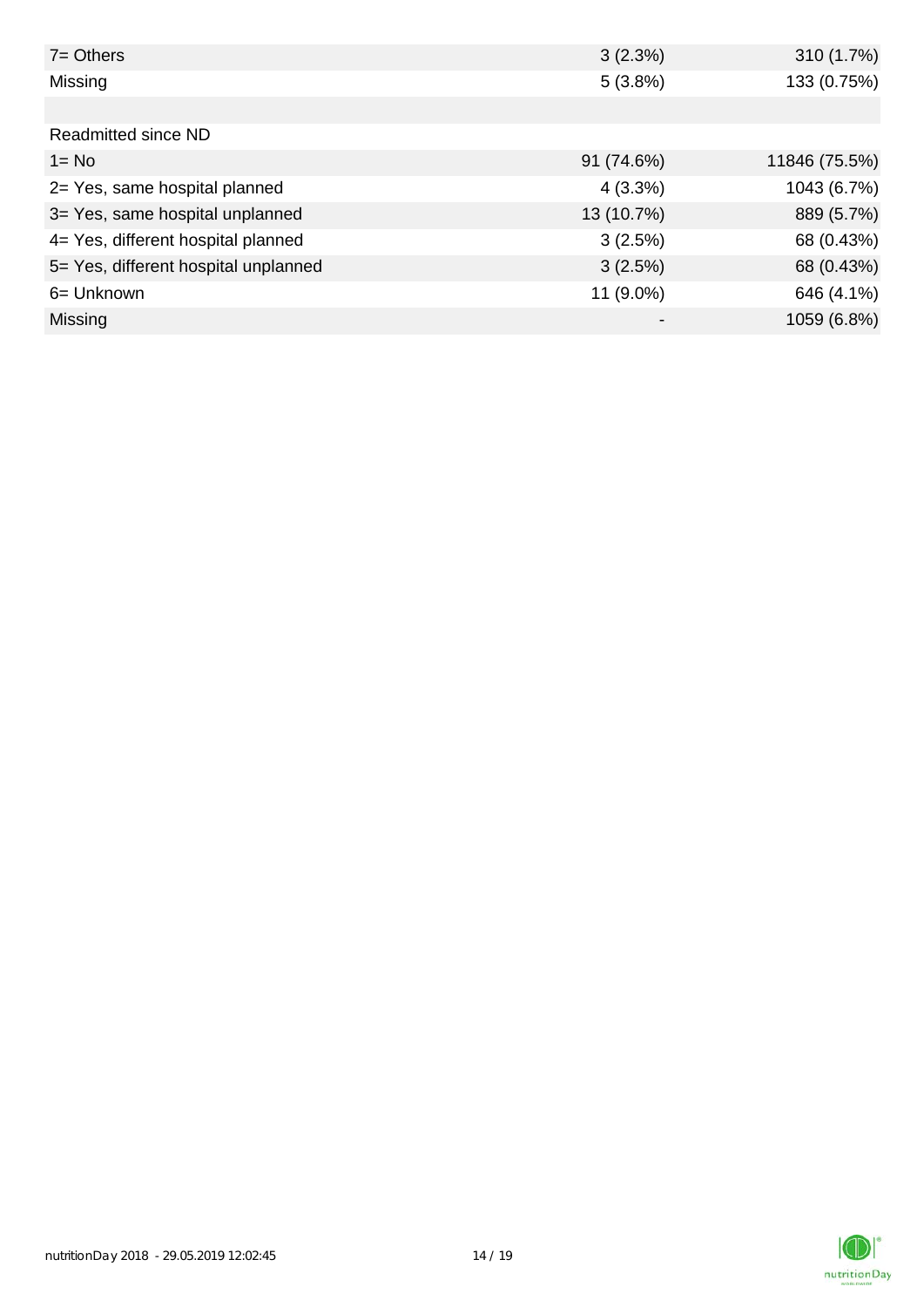| | | |
|---|---|---|
| 7= Others | 3 (2.3%) | 310 (1.7%) |
| Missing | 5 (3.8%) | 133 (0.75%) |
| | | |
| Readmitted since ND | | |
| 1= No | 91 (74.6%) | 11846 (75.5%) |
| 2= Yes, same hospital planned | 4 (3.3%) | 1043 (6.7%) |
| 3= Yes, same hospital unplanned | 13 (10.7%) | 889 (5.7%) |
| 4= Yes, different hospital planned | 3 (2.5%) | 68 (0.43%) |
| 5= Yes, different hospital unplanned | 3 (2.5%) | 68 (0.43%) |
| 6= Unknown | 11 (9.0%) | 646 (4.1%) |
| Missing | - | 1059 (6.8%) |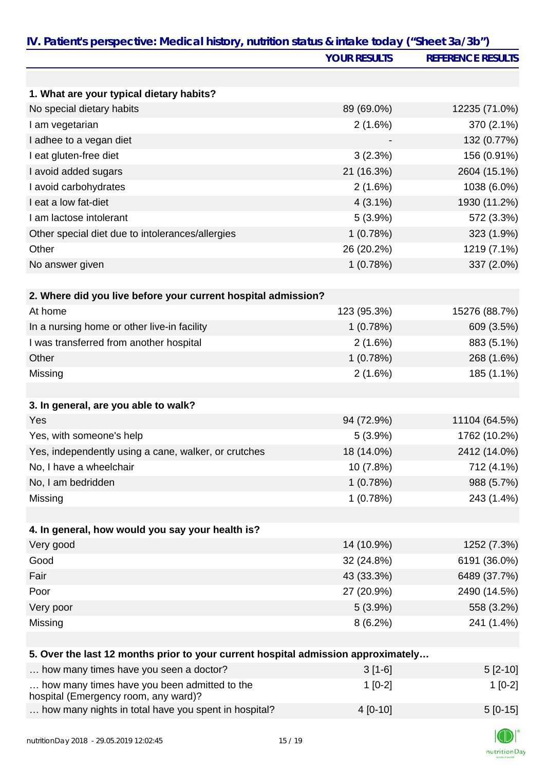## IV. Patient's perspective: Medical history, nutrition status & intake today ("Sheet 3a/3b")

| | YOUR RESULTS | REFERENCE RESULTS |
|---|---|---|
| **1. What are your typical dietary habits?** | | |
| No special dietary habits | 89 (69.0%) | 12235 (71.0%) |
| I am vegetarian | 2 (1.6%) | 370 (2.1%) |
| I adhee to a vegan diet | - | 132 (0.77%) |
| I eat gluten-free diet | 3 (2.3%) | 156 (0.91%) |
| I avoid added sugars | 21 (16.3%) | 2604 (15.1%) |
| I avoid carbohydrates | 2 (1.6%) | 1038 (6.0%) |
| I eat a low fat-diet | 4 (3.1%) | 1930 (11.2%) |
| I am lactose intolerant | 5 (3.9%) | 572 (3.3%) |
| Other special diet due to intolerances/allergies | 1 (0.78%) | 323 (1.9%) |
| Other | 26 (20.2%) | 1219 (7.1%) |
| No answer given | 1 (0.78%) | 337 (2.0%) |
| **2. Where did you live before your current hospital admission?** | | |
| At home | 123 (95.3%) | 15276 (88.7%) |
| In a nursing home or other live-in facility | 1 (0.78%) | 609 (3.5%) |
| I was transferred from another hospital | 2 (1.6%) | 883 (5.1%) |
| Other | 1 (0.78%) | 268 (1.6%) |
| Missing | 2 (1.6%) | 185 (1.1%) |
| **3. In general, are you able to walk?** | | |
| Yes | 94 (72.9%) | 11104 (64.5%) |
| Yes, with someone's help | 5 (3.9%) | 1762 (10.2%) |
| Yes, independently using a cane, walker, or crutches | 18 (14.0%) | 2412 (14.0%) |
| No, I have a wheelchair | 10 (7.8%) | 712 (4.1%) |
| No, I am bedridden | 1 (0.78%) | 988 (5.7%) |
| Missing | 1 (0.78%) | 243 (1.4%) |
| **4. In general, how would you say your health is?** | | |
| Very good | 14 (10.9%) | 1252 (7.3%) |
| Good | 32 (24.8%) | 6191 (36.0%) |
| Fair | 43 (33.3%) | 6489 (37.7%) |
| Poor | 27 (20.9%) | 2490 (14.5%) |
| Very poor | 5 (3.9%) | 558 (3.2%) |
| Missing | 8 (6.2%) | 241 (1.4%) |
| **5. Over the last 12 months prior to your current hospital admission approximately…** | | |
| … how many times have you seen a doctor? | 3 [1-6] | 5 [2-10] |
| … how many times have you been admitted to the hospital (Emergency room, any ward)? | 1 [0-2] | 1 [0-2] |
| … how many nights in total have you spent in hospital? | 4 [0-10] | 5 [0-15] |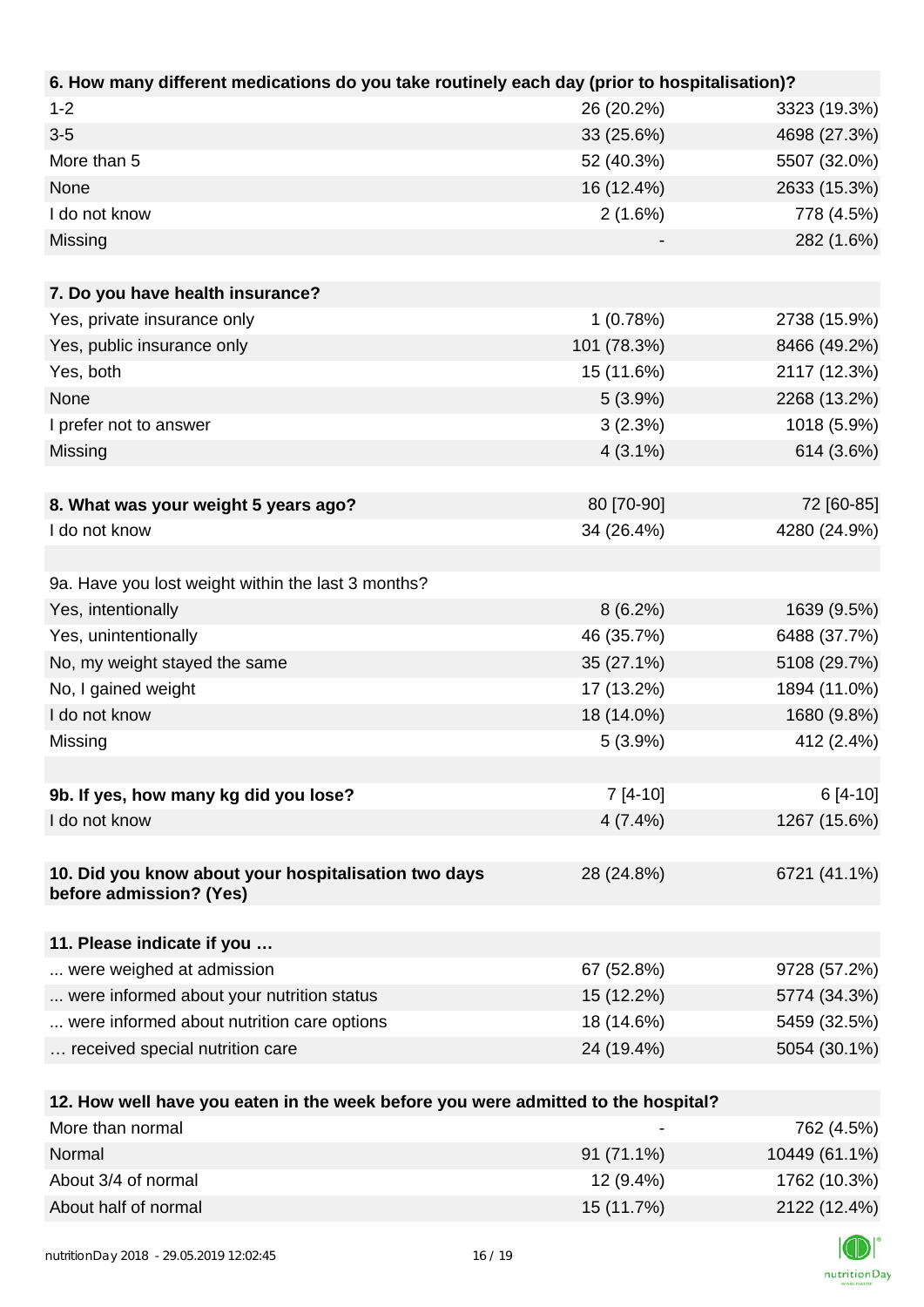| 6. How many different medications do you take routinely each day (prior to hospitalisation)? | | |
|---|---|---|
| 1-2 | 26 (20.2%) | 3323 (19.3%) |
| 3-5 | 33 (25.6%) | 4698 (27.3%) |
| More than 5 | 52 (40.3%) | 5507 (32.0%) |
| None | 16 (12.4%) | 2633 (15.3%) |
| I do not know | 2 (1.6%) | 778 (4.5%) |
| Missing | - | 282 (1.6%) |

| 7. Do you have health insurance? | | |
|---|---|---|
| Yes, private insurance only | 1 (0.78%) | 2738 (15.9%) |
| Yes, public insurance only | 101 (78.3%) | 8466 (49.2%) |
| Yes, both | 15 (11.6%) | 2117 (12.3%) |
| None | 5 (3.9%) | 2268 (13.2%) |
| I prefer not to answer | 3 (2.3%) | 1018 (5.9%) |
| Missing | 4 (3.1%) | 614 (3.6%) |

| 8. What was your weight 5 years ago? | 80 [70-90] | 72 [60-85] |
|---|---|---|
| I do not know | 34 (26.4%) | 4280 (24.9%) |

| 9a. Have you lost weight within the last 3 months? | | |
|---|---|---|
| Yes, intentionally | 8 (6.2%) | 1639 (9.5%) |
| Yes, unintentionally | 46 (35.7%) | 6488 (37.7%) |
| No, my weight stayed the same | 35 (27.1%) | 5108 (29.7%) |
| No, I gained weight | 17 (13.2%) | 1894 (11.0%) |
| I do not know | 18 (14.0%) | 1680 (9.8%) |
| Missing | 5 (3.9%) | 412 (2.4%) |

| 9b. If yes, how many kg did you lose? | 7 [4-10] | 6 [4-10] |
|---|---|---|
| I do not know | 4 (7.4%) | 1267 (15.6%) |

| 10. Did you know about your hospitalisation two days before admission? (Yes) | 28 (24.8%) | 6721 (41.1%) |
|---|---|---|

| 11. Please indicate if you … | | |
|---|---|---|
| ... were weighed at admission | 67 (52.8%) | 9728 (57.2%) |
| ... were informed about your nutrition status | 15 (12.2%) | 5774 (34.3%) |
| ... were informed about nutrition care options | 18 (14.6%) | 5459 (32.5%) |
| … received special nutrition care | 24 (19.4%) | 5054 (30.1%) |

| 12. How well have you eaten in the week before you were admitted to the hospital? | | |
|---|---|---|
| More than normal | - | 762 (4.5%) |
| Normal | 91 (71.1%) | 10449 (61.1%) |
| About 3/4 of normal | 12 (9.4%) | 1762 (10.3%) |
| About half of normal | 15 (11.7%) | 2122 (12.4%) |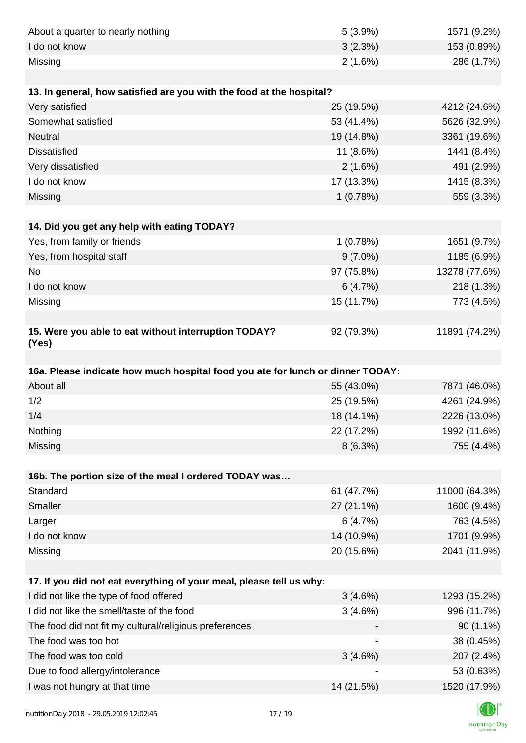| | | |
|---|---|---|
| About a quarter to nearly nothing | 5 (3.9%) | 1571 (9.2%) |
| I do not know | 3 (2.3%) | 153 (0.89%) |
| Missing | 2 (1.6%) | 286 (1.7%) |
| | | |
| **13. In general, how satisfied are you with the food at the hospital?** | | |
| Very satisfied | 25 (19.5%) | 4212 (24.6%) |
| Somewhat satisfied | 53 (41.4%) | 5626 (32.9%) |
| Neutral | 19 (14.8%) | 3361 (19.6%) |
| Dissatisfied | 11 (8.6%) | 1441 (8.4%) |
| Very dissatisfied | 2 (1.6%) | 491 (2.9%) |
| I do not know | 17 (13.3%) | 1415 (8.3%) |
| Missing | 1 (0.78%) | 559 (3.3%) |
| | | |
| **14. Did you get any help with eating TODAY?** | | |
| Yes, from family or friends | 1 (0.78%) | 1651 (9.7%) |
| Yes, from hospital staff | 9 (7.0%) | 1185 (6.9%) |
| No | 97 (75.8%) | 13278 (77.6%) |
| I do not know | 6 (4.7%) | 218 (1.3%) |
| Missing | 15 (11.7%) | 773 (4.5%) |
| | | |
| **15. Were you able to eat without interruption TODAY? (Yes)** | 92 (79.3%) | 11891 (74.2%) |
| | | |
| **16a. Please indicate how much hospital food you ate for lunch or dinner TODAY:** | | |
| About all | 55 (43.0%) | 7871 (46.0%) |
| 1/2 | 25 (19.5%) | 4261 (24.9%) |
| 1/4 | 18 (14.1%) | 2226 (13.0%) |
| Nothing | 22 (17.2%) | 1992 (11.6%) |
| Missing | 8 (6.3%) | 755 (4.4%) |
| | | |
| **16b. The portion size of the meal I ordered TODAY was…** | | |
| Standard | 61 (47.7%) | 11000 (64.3%) |
| Smaller | 27 (21.1%) | 1600 (9.4%) |
| Larger | 6 (4.7%) | 763 (4.5%) |
| I do not know | 14 (10.9%) | 1701 (9.9%) |
| Missing | 20 (15.6%) | 2041 (11.9%) |
| | | |
| **17. If you did not eat everything of your meal, please tell us why:** | | |
| I did not like the type of food offered | 3 (4.6%) | 1293 (15.2%) |
| I did not like the smell/taste of the food | 3 (4.6%) | 996 (11.7%) |
| The food did not fit my cultural/religious preferences | - | 90 (1.1%) |
| The food was too hot | - | 38 (0.45%) |
| The food was too cold | 3 (4.6%) | 207 (2.4%) |
| Due to food allergy/intolerance | - | 53 (0.63%) |
| I was not hungry at that time | 14 (21.5%) | 1520 (17.9%) |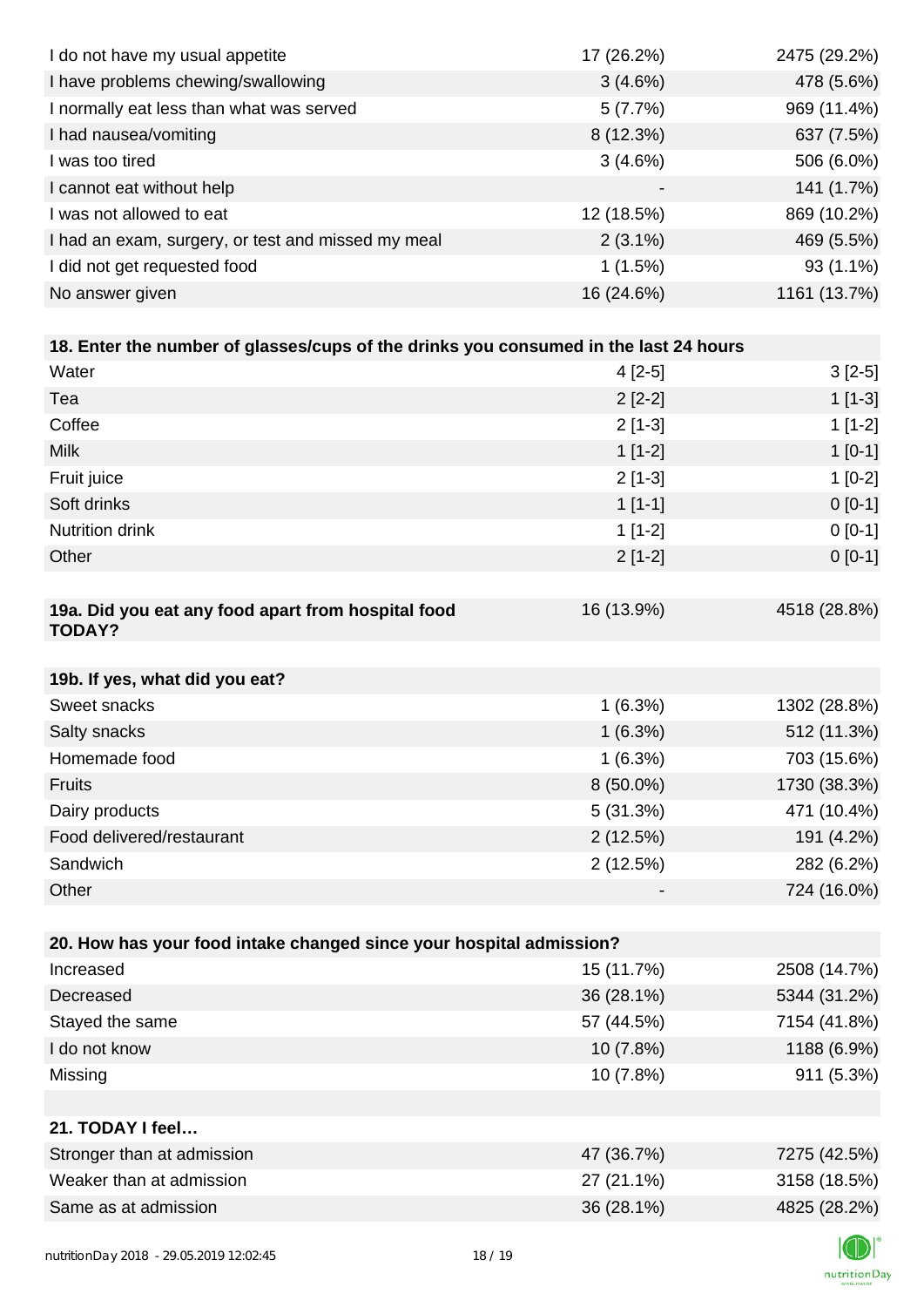| | | |
|---|---|---|
| I do not have my usual appetite | 17 (26.2%) | 2475 (29.2%) |
| I have problems chewing/swallowing | 3 (4.6%) | 478 (5.6%) |
| I normally eat less than what was served | 5 (7.7%) | 969 (11.4%) |
| I had nausea/vomiting | 8 (12.3%) | 637 (7.5%) |
| I was too tired | 3 (4.6%) | 506 (6.0%) |
| I cannot eat without help | - | 141 (1.7%) |
| I was not allowed to eat | 12 (18.5%) | 869 (10.2%) |
| I had an exam, surgery, or test and missed my meal | 2 (3.1%) | 469 (5.5%) |
| I did not get requested food | 1 (1.5%) | 93 (1.1%) |
| No answer given | 16 (24.6%) | 1161 (13.7%) |

| **18. Enter the number of glasses/cups of the drinks you consumed in the last 24 hours** | | |
|---|---|---|
| Water | 4 [2-5] | 3 [2-5] |
| Tea | 2 [2-2] | 1 [1-3] |
| Coffee | 2 [1-3] | 1 [1-2] |
| Milk | 1 [1-2] | 1 [0-1] |
| Fruit juice | 2 [1-3] | 1 [0-2] |
| Soft drinks | 1 [1-1] | 0 [0-1] |
| Nutrition drink | 1 [1-2] | 0 [0-1] |
| Other | 2 [1-2] | 0 [0-1] |

| **19a. Did you eat any food apart from hospital food TODAY?** | 16 (13.9%) | 4518 (28.8%) |
|---|---|---|

| **19b. If yes, what did you eat?** | | |
|---|---|---|
| Sweet snacks | 1 (6.3%) | 1302 (28.8%) |
| Salty snacks | 1 (6.3%) | 512 (11.3%) |
| Homemade food | 1 (6.3%) | 703 (15.6%) |
| Fruits | 8 (50.0%) | 1730 (38.3%) |
| Dairy products | 5 (31.3%) | 471 (10.4%) |
| Food delivered/restaurant | 2 (12.5%) | 191 (4.2%) |
| Sandwich | 2 (12.5%) | 282 (6.2%) |
| Other | - | 724 (16.0%) |

| **20. How has your food intake changed since your hospital admission?** | | |
|---|---|---|
| Increased | 15 (11.7%) | 2508 (14.7%) |
| Decreased | 36 (28.1%) | 5344 (31.2%) |
| Stayed the same | 57 (44.5%) | 7154 (41.8%) |
| I do not know | 10 (7.8%) | 1188 (6.9%) |
| Missing | 10 (7.8%) | 911 (5.3%) |

| **21. TODAY I feel…** | | |
|---|---|---|
| Stronger than at admission | 47 (36.7%) | 7275 (42.5%) |
| Weaker than at admission | 27 (21.1%) | 3158 (18.5%) |
| Same as at admission | 36 (28.1%) | 4825 (28.2%) |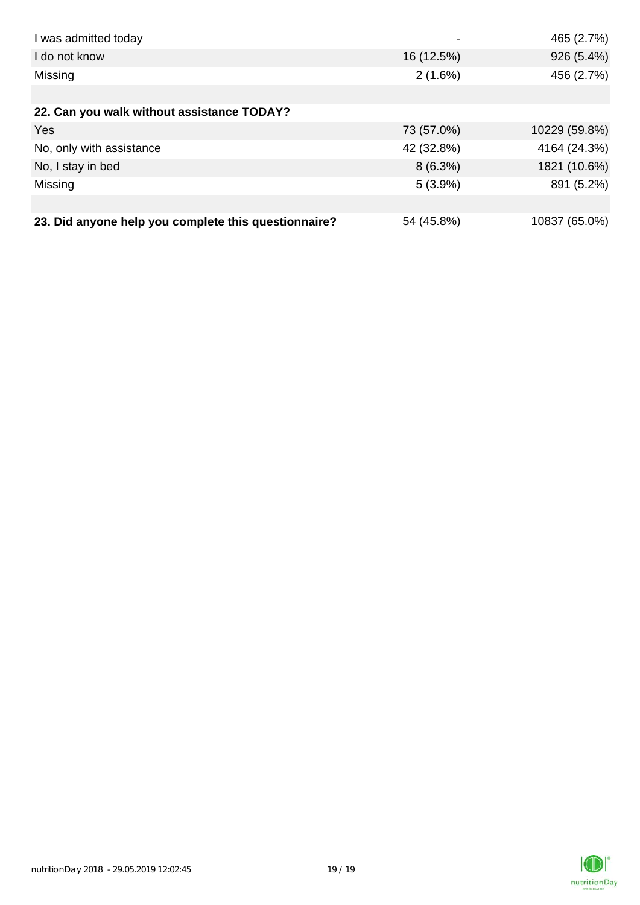| | | |
|---|---|---|
| I was admitted today | - | 465 (2.7%) |
| I do not know | 16 (12.5%) | 926 (5.4%) |
| Missing | 2 (1.6%) | 456 (2.7%) |
| | | |
| **22. Can you walk without assistance TODAY?** | | |
| Yes | 73 (57.0%) | 10229 (59.8%) |
| No, only with assistance | 42 (32.8%) | 4164 (24.3%) |
| No, I stay in bed | 8 (6.3%) | 1821 (10.6%) |
| Missing | 5 (3.9%) | 891 (5.2%) |
| | | |
| **23. Did anyone help you complete this questionnaire?** | 54 (45.8%) | 10837 (65.0%) |